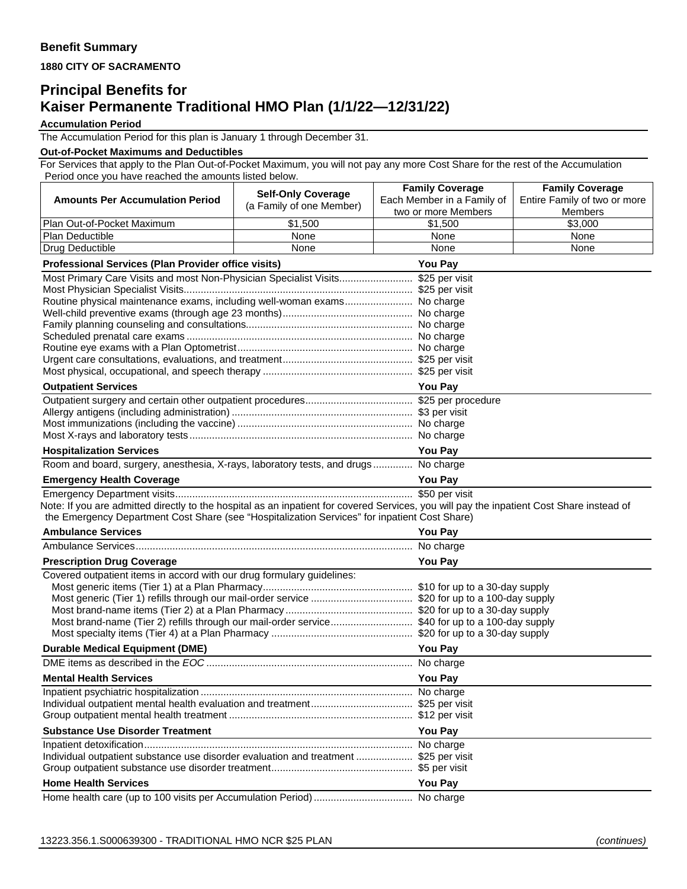## Benefit Summary

**1880 CITY OF SACRAMENTO**

# Principal Benefits for Kaiser Permanente Traditional HMO Plan (1/1/22—12/31/22)

**Accumulation Period**

The Accumulation Period for this plan is January 1 through December 31.

**Out-of-Pocket Maximums and Deductibles**

For Services that apply to the Plan Out-of-Pocket Maximum, you will not pay any more Cost Share for the rest of the Accumulation Period once you have reached the amounts listed below.

| Amounts Per Accumulation Period | Self-Only Coverage (a Family of one Member) | Family Coverage Each Member in a Family of two or more Members | Family Coverage Entire Family of two or more Members |
|---|---|---|---|
| Plan Out-of-Pocket Maximum | $1,500 | $1,500 | $3,000 |
| Plan Deductible | None | None | None |
| Drug Deductible | None | None | None |

| Professional Services (Plan Provider office visits) | You Pay |
|---|---|
| Most Primary Care Visits and most Non-Physician Specialist Visits | $25 per visit |
| Most Physician Specialist Visits | $25 per visit |
| Routine physical maintenance exams, including well-woman exams | No charge |
| Well-child preventive exams (through age 23 months) | No charge |
| Family planning counseling and consultations | No charge |
| Scheduled prenatal care exams | No charge |
| Routine eye exams with a Plan Optometrist | No charge |
| Urgent care consultations, evaluations, and treatment | $25 per visit |
| Most physical, occupational, and speech therapy | $25 per visit |

| Outpatient Services | You Pay |
|---|---|
| Outpatient surgery and certain other outpatient procedures | $25 per procedure |
| Allergy antigens (including administration) | $3 per visit |
| Most immunizations (including the vaccine) | No charge |
| Most X-rays and laboratory tests | No charge |

| Hospitalization Services | You Pay |
|---|---|
| Room and board, surgery, anesthesia, X-rays, laboratory tests, and drugs | No charge |

| Emergency Health Coverage | You Pay |
|---|---|
| Emergency Department visits | $50 per visit |

Note: If you are admitted directly to the hospital as an inpatient for covered Services, you will pay the inpatient Cost Share instead of the Emergency Department Cost Share (see "Hospitalization Services" for inpatient Cost Share)

| Ambulance Services | You Pay |
|---|---|
| Ambulance Services | No charge |

| Prescription Drug Coverage | You Pay |
|---|---|
| Covered outpatient items in accord with our drug formulary guidelines: | |
| Most generic items (Tier 1) at a Plan Pharmacy | $10 for up to a 30-day supply |
| Most generic (Tier 1) refills through our mail-order service | $20 for up to a 100-day supply |
| Most brand-name items (Tier 2) at a Plan Pharmacy | $20 for up to a 30-day supply |
| Most brand-name (Tier 2) refills through our mail-order service | $40 for up to a 100-day supply |
| Most specialty items (Tier 4) at a Plan Pharmacy | $20 for up to a 30-day supply |

| Durable Medical Equipment (DME) | You Pay |
|---|---|
| DME items as described in the *EOC* | No charge |

| Mental Health Services | You Pay |
|---|---|
| Inpatient psychiatric hospitalization | No charge |
| Individual outpatient mental health evaluation and treatment | $25 per visit |
| Group outpatient mental health treatment | $12 per visit |

| Substance Use Disorder Treatment | You Pay |
|---|---|
| Inpatient detoxification | No charge |
| Individual outpatient substance use disorder evaluation and treatment | $25 per visit |
| Group outpatient substance use disorder treatment | $5 per visit |

| Home Health Services | You Pay |
|---|---|
| Home health care (up to 100 visits per Accumulation Period) | No charge |

13223.356.1.S000639300 - TRADITIONAL HMO NCR $25 PLAN *(continues)*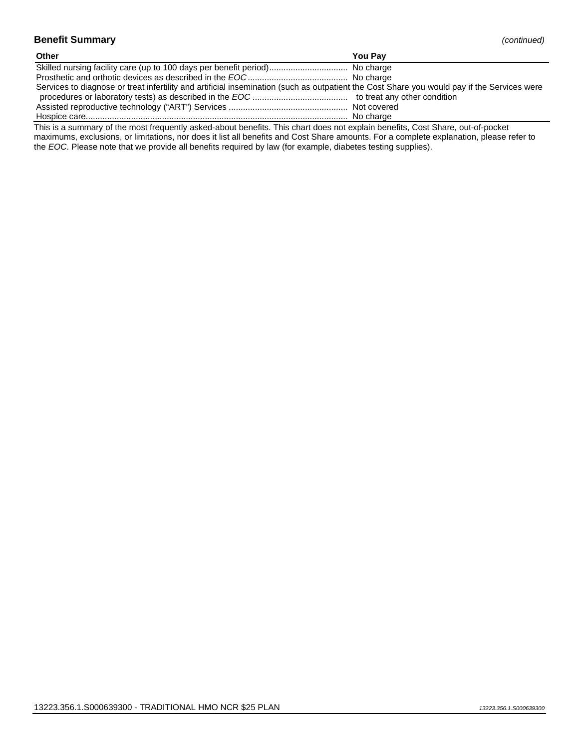## Benefit Summary *(continued)*

| Other | You Pay |
|---|---|
| Skilled nursing facility care (up to 100 days per benefit period) | No charge |
| Prosthetic and orthotic devices as described in the *EOC* | No charge |
| Services to diagnose or treat infertility and artificial insemination (such as outpatient procedures or laboratory tests) as described in the *EOC* | the Cost Share you would pay if the Services were to treat any other condition |
| Assisted reproductive technology ("ART") Services | Not covered |
| Hospice care | No charge |

This is a summary of the most frequently asked-about benefits. This chart does not explain benefits, Cost Share, out-of-pocket maximums, exclusions, or limitations, nor does it list all benefits and Cost Share amounts. For a complete explanation, please refer to the *EOC*. Please note that we provide all benefits required by law (for example, diabetes testing supplies).